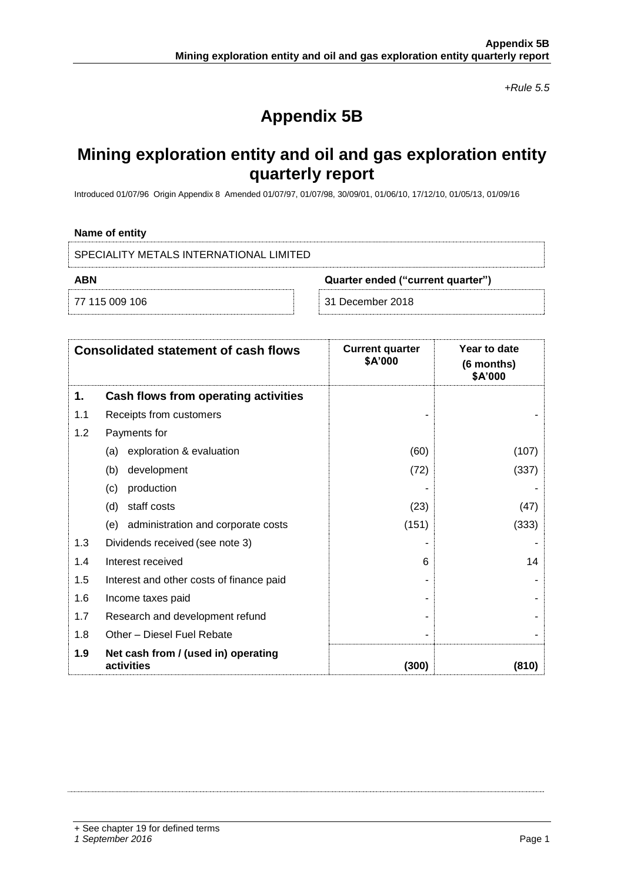*+Rule 5.5*

# Appendix 5B

## Mining exploration entity and oil and gas exploration entity quarterly report

Introduced 01/07/96 Origin Appendix 8 Amended 01/07/97, 01/07/98, 30/09/01, 01/06/10, 17/12/10, 01/05/13, 01/09/16

**Name of entity**

SPECIALITY METALS INTERNATIONAL LIMITED

| **ABN** | **Quarter ended ("current quarter")** |
|---|---|
| 77 115 009 106 | 31 December 2018 |

| | **Consolidated statement of cash flows** | **Current quarter $A'000** | **Year to date (6 months) $A'000** |
|---|---|---|---|
| **1.** | **Cash flows from operating activities** | | |
| 1.1 | Receipts from customers | - | - |
| 1.2 | Payments for | | |
| | (a) exploration & evaluation | (60) | (107) |
| | (b) development | (72) | (337) |
| | (c) production | - | - |
| | (d) staff costs | (23) | (47) |
| | (e) administration and corporate costs | (151) | (333) |
| 1.3 | Dividends received (see note 3) | - | - |
| 1.4 | Interest received | 6 | 14 |
| 1.5 | Interest and other costs of finance paid | - | - |
| 1.6 | Income taxes paid | - | - |
| 1.7 | Research and development refund | - | - |
| 1.8 | Other – Diesel Fuel Rebate | - | - |
| **1.9** | **Net cash from / (used in) operating activities** | **(300)** | **(810)** |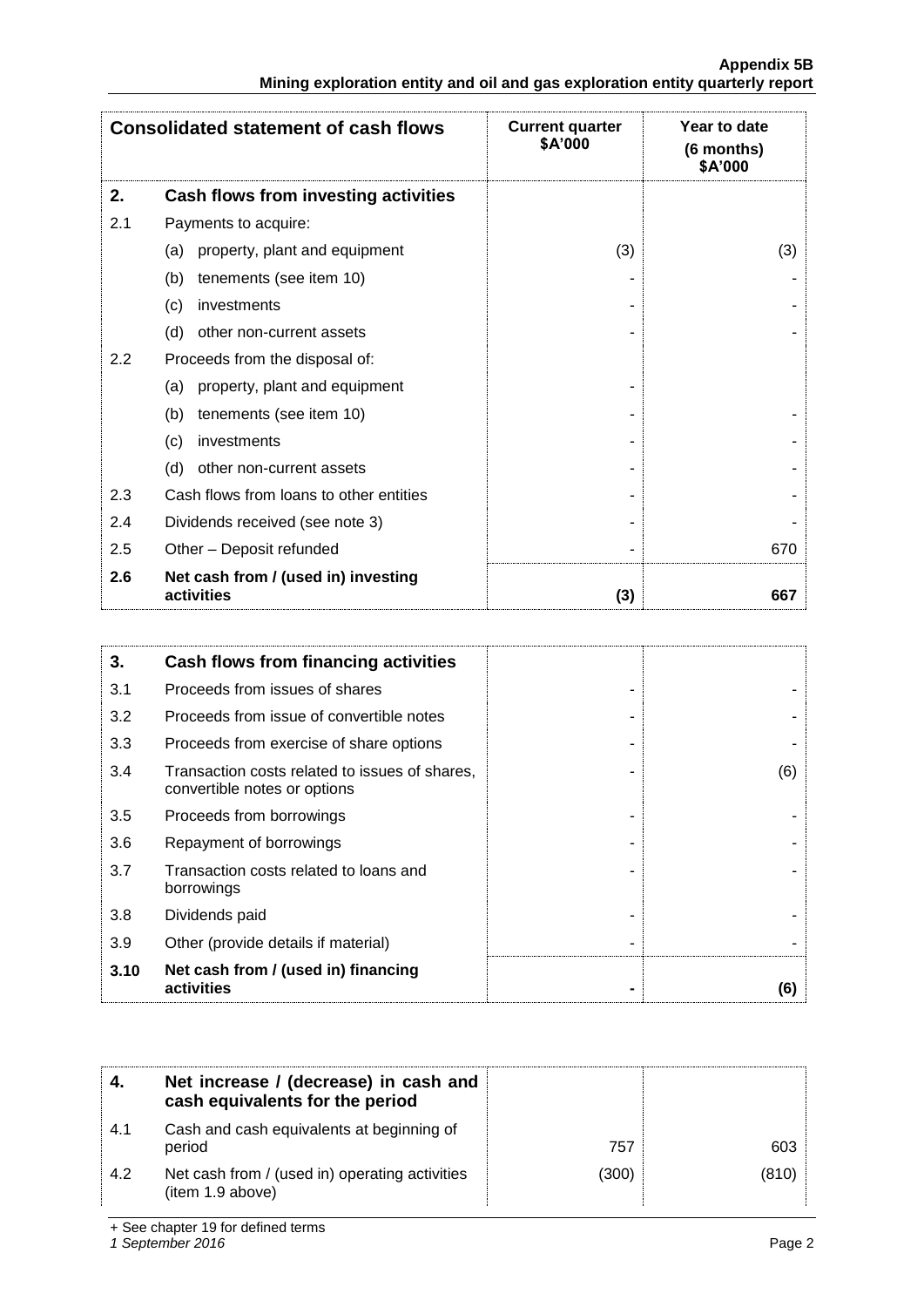| Consolidated statement of cash flows | | Current quarter $A'000 | Year to date (6 months) $A'000 |
|---|---|---|---|
| **2.** | **Cash flows from investing activities** | | |
| 2.1 | Payments to acquire: | | |
| | (a) property, plant and equipment | (3) | (3) |
| | (b) tenements (see item 10) | - | - |
| | (c) investments | - | - |
| | (d) other non-current assets | - | - |
| 2.2 | Proceeds from the disposal of: | | |
| | (a) property, plant and equipment | - | |
| | (b) tenements (see item 10) | - | - |
| | (c) investments | - | - |
| | (d) other non-current assets | - | - |
| 2.3 | Cash flows from loans to other entities | - | - |
| 2.4 | Dividends received (see note 3) | - | - |
| 2.5 | Other – Deposit refunded | - | 670 |
| **2.6** | **Net cash from / (used in) investing activities** | **(3)** | **667** |

| | | | |
|---|---|---|---|
| **3.** | **Cash flows from financing activities** | | |
| 3.1 | Proceeds from issues of shares | - | - |
| 3.2 | Proceeds from issue of convertible notes | - | - |
| 3.3 | Proceeds from exercise of share options | - | - |
| 3.4 | Transaction costs related to issues of shares, convertible notes or options | - | (6) |
| 3.5 | Proceeds from borrowings | - | - |
| 3.6 | Repayment of borrowings | - | - |
| 3.7 | Transaction costs related to loans and borrowings | - | - |
| 3.8 | Dividends paid | - | - |
| 3.9 | Other (provide details if material) | - | - |
| **3.10** | **Net cash from / (used in) financing activities** | **-** | **(6)** |

| | | | |
|---|---|---|---|
| **4.** | **Net increase / (decrease) in cash and cash equivalents for the period** | | |
| 4.1 | Cash and cash equivalents at beginning of period | 757 | 603 |
| 4.2 | Net cash from / (used in) operating activities (item 1.9 above) | (300) | (810) |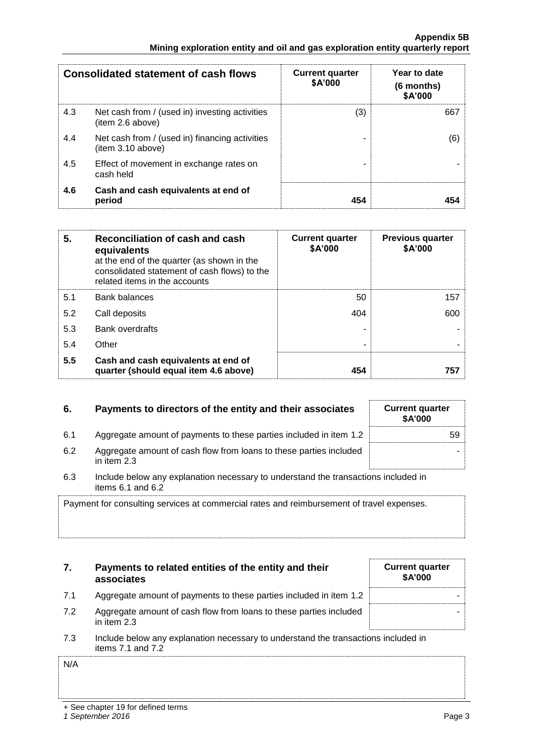| Consolidated statement of cash flows | | Current quarter \$A'000 | Year to date (6 months) \$A'000 |
|---|---|---|---|
| 4.3 | Net cash from / (used in) investing activities (item 2.6 above) | (3) | 667 |
| 4.4 | Net cash from / (used in) financing activities (item 3.10 above) | - | (6) |
| 4.5 | Effect of movement in exchange rates on cash held | - | - |
| **4.6** | **Cash and cash equivalents at end of period** | **454** | **454** |

| **5.** | **Reconciliation of cash and cash equivalents** at the end of the quarter (as shown in the consolidated statement of cash flows) to the related items in the accounts | **Current quarter \$A'000** | **Previous quarter \$A'000** |
|---|---|---|---|
| 5.1 | Bank balances | 50 | 157 |
| 5.2 | Call deposits | 404 | 600 |
| 5.3 | Bank overdrafts | - | - |
| 5.4 | Other | - | - |
| **5.5** | **Cash and cash equivalents at end of quarter (should equal item 4.6 above)** | **454** | **757** |

| **6.** | **Payments to directors of the entity and their associates** | **Current quarter \$A'000** |
|---|---|---|
| 6.1 | Aggregate amount of payments to these parties included in item 1.2 | 59 |
| 6.2 | Aggregate amount of cash flow from loans to these parties included in item 2.3 | - |

6.3 Include below any explanation necessary to understand the transactions included in items 6.1 and 6.2

Payment for consulting services at commercial rates and reimbursement of travel expenses.

| **7.** | **Payments to related entities of the entity and their associates** | **Current quarter \$A'000** |
|---|---|---|
| 7.1 | Aggregate amount of payments to these parties included in item 1.2 | - |
| 7.2 | Aggregate amount of cash flow from loans to these parties included in item 2.3 | - |

7.3 Include below any explanation necessary to understand the transactions included in items 7.1 and 7.2

N/A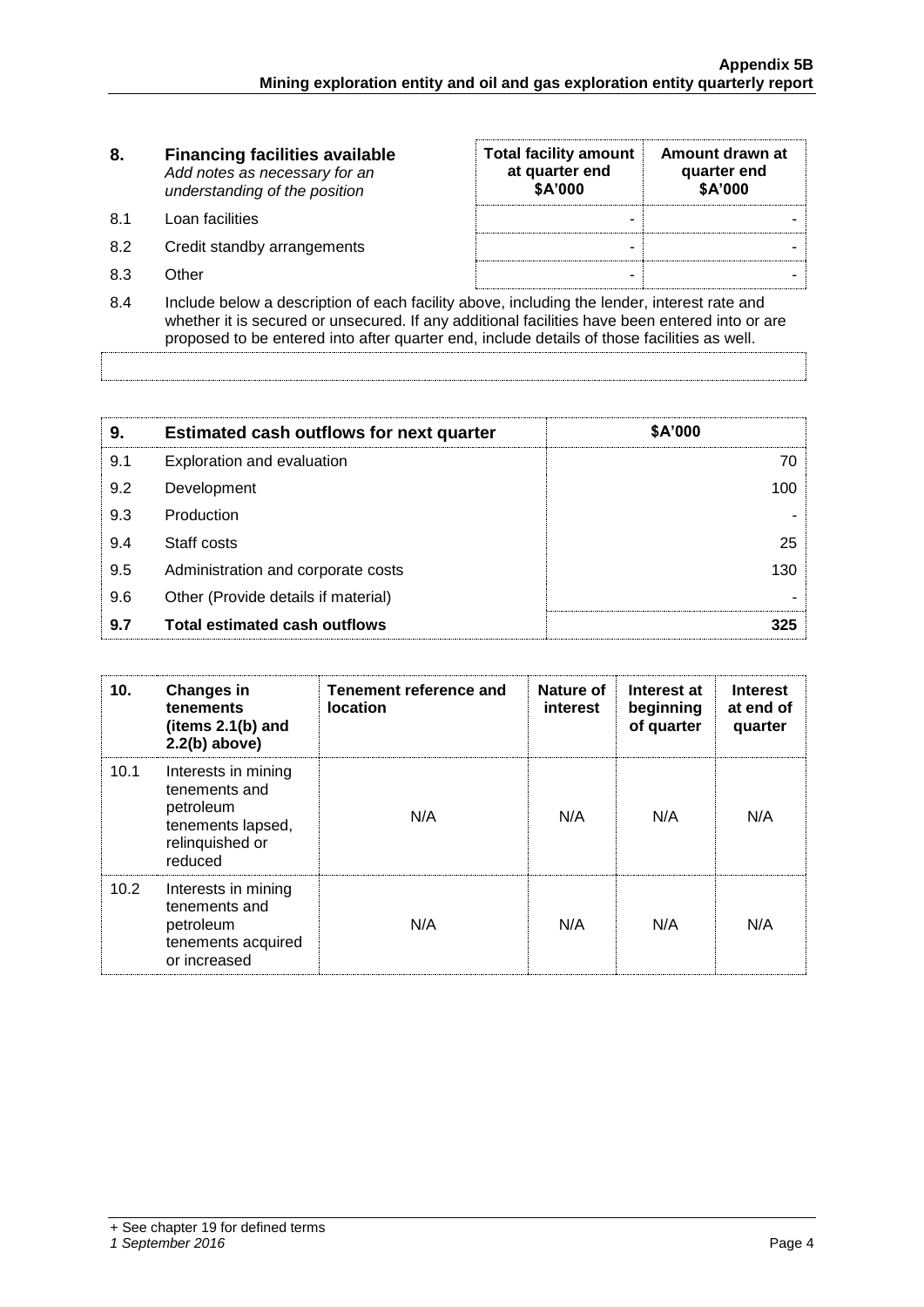| 8. | **Financing facilities available**<br>*Add notes as necessary for an understanding of the position* | **Total facility amount at quarter end \$A'000** | **Amount drawn at quarter end \$A'000** |
|---|---|---|---|
| 8.1 | Loan facilities | - | - |
| 8.2 | Credit standby arrangements | - | - |
| 8.3 | Other | - | - |

8.4 Include below a description of each facility above, including the lender, interest rate and whether it is secured or unsecured. If any additional facilities have been entered into or are proposed to be entered into after quarter end, include details of those facilities as well.

| 9. | **Estimated cash outflows for next quarter** | **\$A'000** |
|---|---|---|
| 9.1 | Exploration and evaluation | 70 |
| 9.2 | Development | 100 |
| 9.3 | Production | - |
| 9.4 | Staff costs | 25 |
| 9.5 | Administration and corporate costs | 130 |
| 9.6 | Other (Provide details if material) | - |
| **9.7** | **Total estimated cash outflows** | **325** |

| 10. | **Changes in tenements (items 2.1(b) and 2.2(b) above)** | **Tenement reference and location** | **Nature of interest** | **Interest at beginning of quarter** | **Interest at end of quarter** |
|---|---|---|---|---|---|
| 10.1 | Interests in mining tenements and petroleum tenements lapsed, relinquished or reduced | N/A | N/A | N/A | N/A |
| 10.2 | Interests in mining tenements and petroleum tenements acquired or increased | N/A | N/A | N/A | N/A |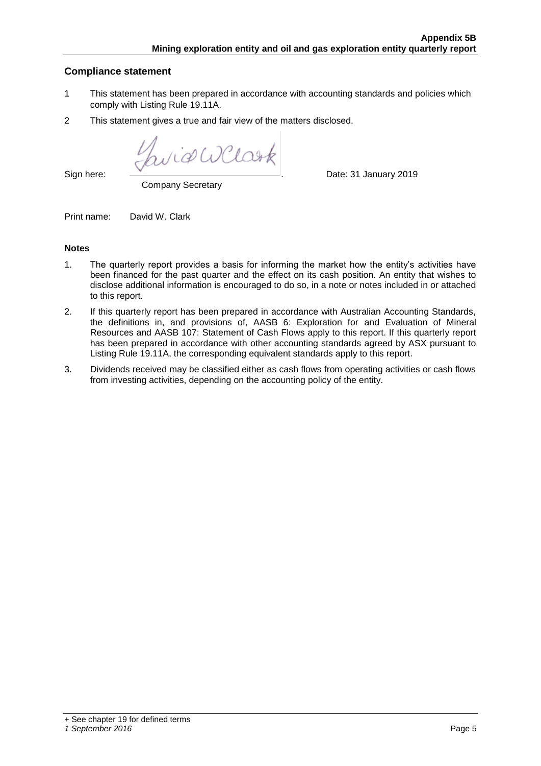## Compliance statement

1 This statement has been prepared in accordance with accounting standards and policies which comply with Listing Rule 19.11A.

2 This statement gives a true and fair view of the matters disclosed.

Sign here: ............................................................ Date: 31 January 2019

Company Secretary

Print name: David W. Clark

### Notes

1. The quarterly report provides a basis for informing the market how the entity's activities have been financed for the past quarter and the effect on its cash position. An entity that wishes to disclose additional information is encouraged to do so, in a note or notes included in or attached to this report.
2. If this quarterly report has been prepared in accordance with Australian Accounting Standards, the definitions in, and provisions of, AASB 6: Exploration for and Evaluation of Mineral Resources and AASB 107: Statement of Cash Flows apply to this report. If this quarterly report has been prepared in accordance with other accounting standards agreed by ASX pursuant to Listing Rule 19.11A, the corresponding equivalent standards apply to this report.
3. Dividends received may be classified either as cash flows from operating activities or cash flows from investing activities, depending on the accounting policy of the entity.